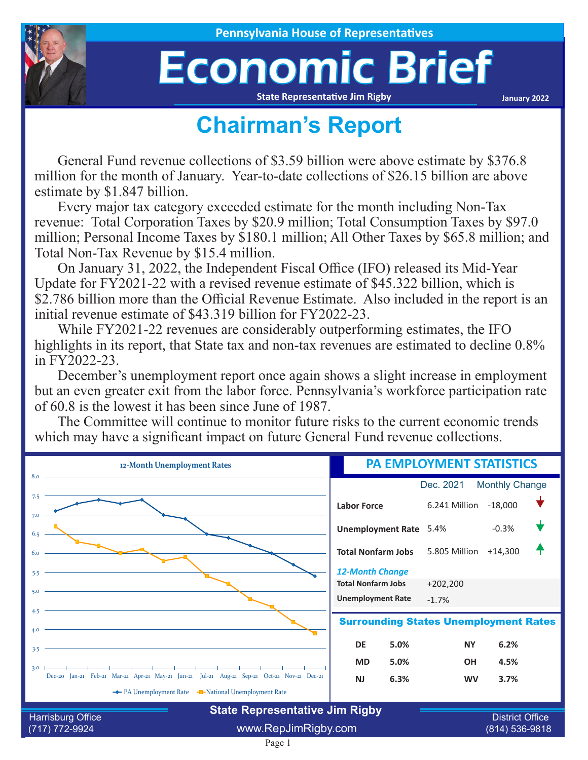Pennsylvania House of Representatives

# Economic Brief

State Representative Jim Rigby

January 2022

## Chairman's Report

General Fund revenue collections of $3.59 billion were above estimate by $376.8 million for the month of January. Year-to-date collections of $26.15 billion are above estimate by $1.847 billion.

Every major tax category exceeded estimate for the month including Non-Tax revenue: Total Corporation Taxes by $20.9 million; Total Consumption Taxes by $97.0 million; Personal Income Taxes by $180.1 million; All Other Taxes by $65.8 million; and Total Non-Tax Revenue by $15.4 million.

On January 31, 2022, the Independent Fiscal Office (IFO) released its Mid-Year Update for FY2021-22 with a revised revenue estimate of $45.322 billion, which is $2.786 billion more than the Official Revenue Estimate. Also included in the report is an initial revenue estimate of $43.319 billion for FY2022-23.

While FY2021-22 revenues are considerably outperforming estimates, the IFO highlights in its report, that State tax and non-tax revenues are estimated to decline 0.8% in FY2022-23.

December's unemployment report once again shows a slight increase in employment but an even greater exit from the labor force. Pennsylvania's workforce participation rate of 60.8 is the lowest it has been since June of 1987.

The Committee will continue to monitor future risks to the current economic trends which may have a significant impact on future General Fund revenue collections.

### 12-Month Unemployment Rates

| Month | PA Unemployment Rate | National Unemployment Rate |
|---|---|---|
| Dec-20 | 7.1 | 6.7 |
| Jan-21 | 7.3 | 6.3 |
| Feb-21 | 7.4 | 6.2 |
| Mar-21 | 7.3 | 6.0 |
| Apr-21 | 7.4 | 6.1 |
| May-21 | 7.0 | 5.8 |
| Jun-21 | 6.9 | 5.9 |
| Jul-21 | 6.5 | 5.4 |
| Aug-21 | 6.4 | 5.2 |
| Sep-21 | 6.2 | 4.8 |
| Oct-21 | 6.0 | 4.6 |
| Nov-21 | 5.7 | 4.2 |
| Dec-21 | 5.4 | 3.9 |

### PA EMPLOYMENT STATISTICS

| | Dec. 2021 | Monthly Change |
|---|---|---|
| **Labor Force** | 6.241 Million | -18,000 ↓ |
| **Unemployment Rate** | 5.4% | -0.3% ↓ |
| **Total Nonfarm Jobs** | 5.805 Million | +14,300 ↑ |

*12-Month Change*

| | |
|---|---|
| **Total Nonfarm Jobs** | +202,200 |
| **Unemployment Rate** | -1.7% |

### Surrounding States Unemployment Rates

| State | Rate | State | Rate |
|---|---|---|---|
| DE | 5.0% | NY | 6.2% |
| MD | 5.0% | OH | 4.5% |
| NJ | 6.3% | WV | 3.7% |

Harrisburg Office
(717) 772-9924

**State Representative Jim Rigby**
www.RepJimRigby.com

District Office
(814) 536-9818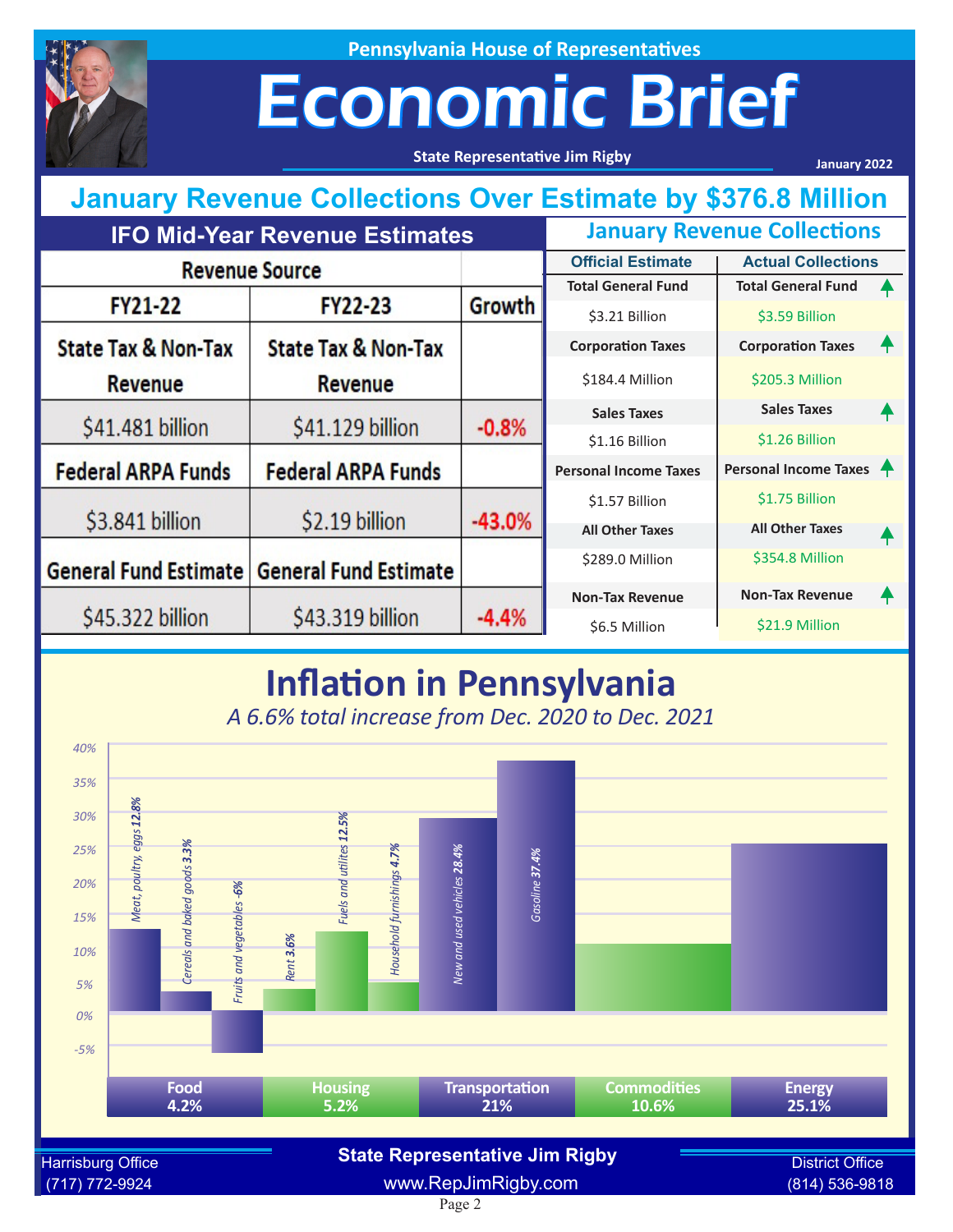Pennsylvania House of Representatives

# Economic Brief

State Representative Jim Rigby

January 2022

## January Revenue Collections Over Estimate by $376.8 Million

### IFO Mid-Year Revenue Estimates

| Revenue Source | | |
|---|---|---|
| FY21-22 | FY22-23 | Growth |
| State Tax & Non-Tax Revenue | State Tax & Non-Tax Revenue | |
| $41.481 billion | $41.129 billion | -0.8% |
| Federal ARPA Funds | Federal ARPA Funds | |
| $3.841 billion | $2.19 billion | -43.0% |
| General Fund Estimate | General Fund Estimate | |
| $45.322 billion | $43.319 billion | -4.4% |

### January Revenue Collections

| Official Estimate | Actual Collections |
|---|---|
| Total General Fund | Total General Fund |
| $3.21 Billion | $3.59 Billion |
| Corporation Taxes | Corporation Taxes |
| $184.4 Million | $205.3 Million |
| Sales Taxes | Sales Taxes |
| $1.16 Billion | $1.26 Billion |
| Personal Income Taxes | Personal Income Taxes |
| $1.57 Billion | $1.75 Billion |
| All Other Taxes | All Other Taxes |
| $289.0 Million | $354.8 Million |
| Non-Tax Revenue | Non-Tax Revenue |
| $6.5 Million | $21.9 Million |

## Inflation in Pennsylvania

*A 6.6% total increase from Dec. 2020 to Dec. 2021*

40%
35%
30%
25%
20%
15%
10%
5%
0%
-5%

Meat, poultry, eggs 12.8%
Cereals and baked goods 3.3%
Fruits and vegetables -6%
Rent 3.6%
Fuels and utilites 12.5%
Household furnishings 4.7%
New and used vehicles 28.4%
Gasoline 37.4%

Food 4.2%
Housing 5.2%
Transportation 21%
Commodities 10.6%
Energy 25.1%

Harrisburg Office (717) 772-9924

State Representative Jim Rigby
www.RepJimRigby.com

District Office (814) 536-9818